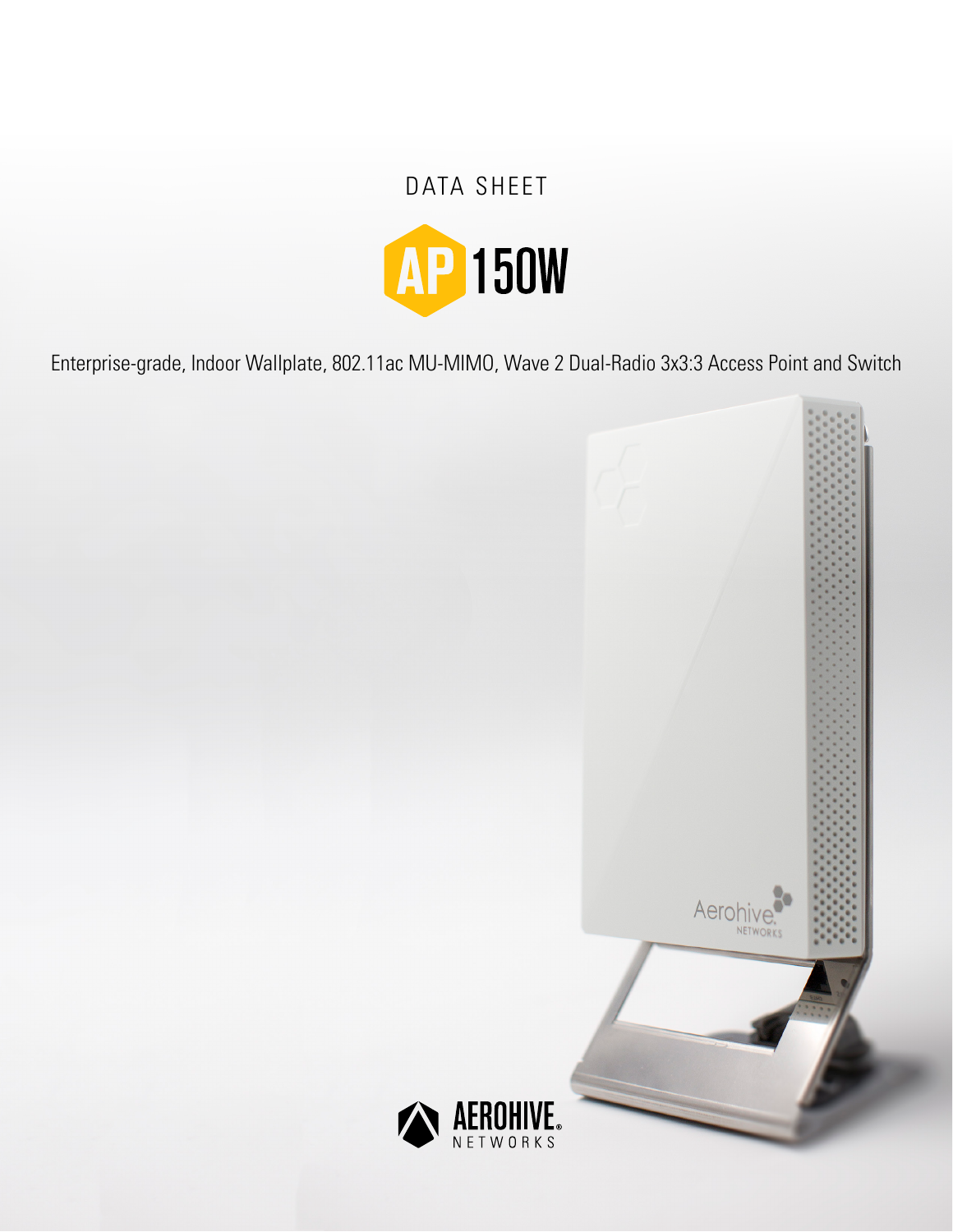DATA SHEET

# AP 150W

Enterprise-grade, Indoor Wallplate, 802.11ac MU-MIMO, Wave 2 Dual-Radio 3x3:3 Access Point and Switch

AEROHIVE NETWORKS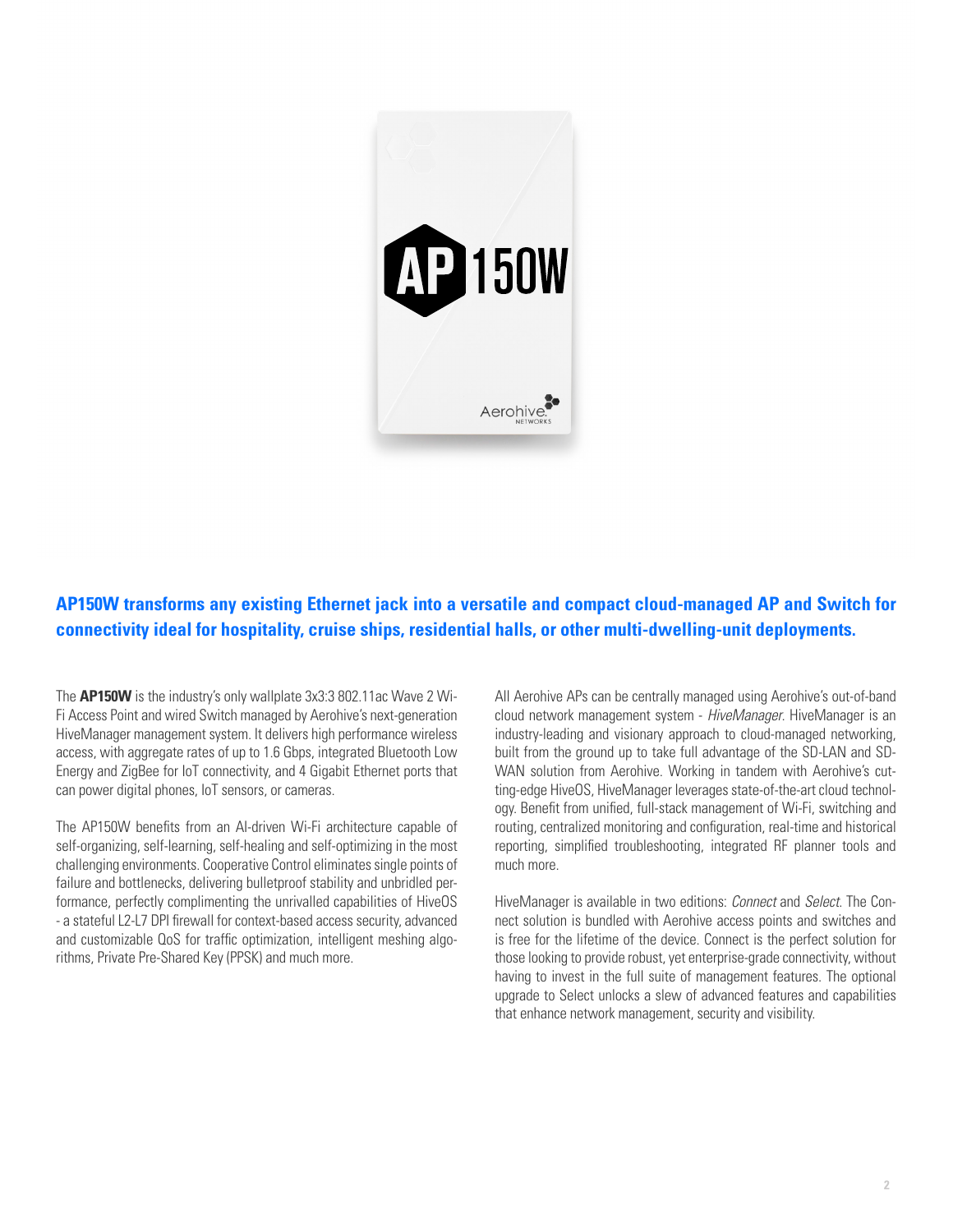**AP150W transforms any existing Ethernet jack into a versatile and compact cloud-managed AP and Switch for connectivity ideal for hospitality, cruise ships, residential halls, or other multi-dwelling-unit deployments.**

The **AP150W** is the industry's only wallplate 3x3:3 802.11ac Wave 2 Wi-Fi Access Point and wired Switch managed by Aerohive's next-generation HiveManager management system. It delivers high performance wireless access, with aggregate rates of up to 1.6 Gbps, integrated Bluetooth Low Energy and ZigBee for IoT connectivity, and 4 Gigabit Ethernet ports that can power digital phones, IoT sensors, or cameras.

The AP150W benefits from an AI-driven Wi-Fi architecture capable of self-organizing, self-learning, self-healing and self-optimizing in the most challenging environments. Cooperative Control eliminates single points of failure and bottlenecks, delivering bulletproof stability and unbridled performance, perfectly complimenting the unrivalled capabilities of HiveOS - a stateful L2-L7 DPI firewall for context-based access security, advanced and customizable QoS for traffic optimization, intelligent meshing algorithms, Private Pre-Shared Key (PPSK) and much more.

All Aerohive APs can be centrally managed using Aerohive's out-of-band cloud network management system - *HiveManager*. HiveManager is an industry-leading and visionary approach to cloud-managed networking, built from the ground up to take full advantage of the SD-LAN and SD-WAN solution from Aerohive. Working in tandem with Aerohive's cutting-edge HiveOS, HiveManager leverages state-of-the-art cloud technology. Benefit from unified, full-stack management of Wi-Fi, switching and routing, centralized monitoring and configuration, real-time and historical reporting, simplified troubleshooting, integrated RF planner tools and much more.

HiveManager is available in two editions: *Connect* and *Select*. The Connect solution is bundled with Aerohive access points and switches and is free for the lifetime of the device. Connect is the perfect solution for those looking to provide robust, yet enterprise-grade connectivity, without having to invest in the full suite of management features. The optional upgrade to Select unlocks a slew of advanced features and capabilities that enhance network management, security and visibility.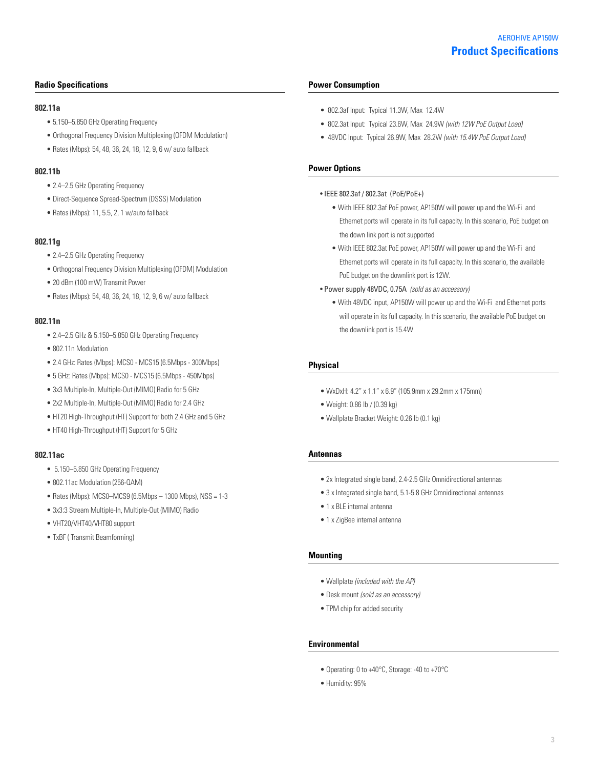AEROHIVE AP150W

# Product Specifications

## Radio Specifications

### 802.11a

- 5.150–5.850 GHz Operating Frequency
- Orthogonal Frequency Division Multiplexing (OFDM Modulation)
- Rates (Mbps): 54, 48, 36, 24, 18, 12, 9, 6 w/ auto fallback

### 802.11b

- 2.4–2.5 GHz Operating Frequency
- Direct-Sequence Spread-Spectrum (DSSS) Modulation
- Rates (Mbps): 11, 5.5, 2, 1 w/auto fallback

### 802.11g

- 2.4–2.5 GHz Operating Frequency
- Orthogonal Frequency Division Multiplexing (OFDM) Modulation
- 20 dBm (100 mW) Transmit Power
- Rates (Mbps): 54, 48, 36, 24, 18, 12, 9, 6 w/ auto fallback

### 802.11n

- 2.4–2.5 GHz & 5.150–5.850 GHz Operating Frequency
- 802.11n Modulation
- 2.4 GHz: Rates (Mbps): MCS0 - MCS15 (6.5Mbps - 300Mbps)
- 5 GHz: Rates (Mbps): MCS0 - MCS15 (6.5Mbps - 450Mbps)
- 3x3 Multiple-In, Multiple-Out (MIMO) Radio for 5 GHz
- 2x2 Multiple-In, Multiple-Out (MIMO) Radio for 2.4 GHz
- HT20 High-Throughput (HT) Support for both 2.4 GHz and 5 GHz
- HT40 High-Throughput (HT) Support for 5 GHz

### 802.11ac

- 5.150–5.850 GHz Operating Frequency
- 802.11ac Modulation (256-QAM)
- Rates (Mbps): MCS0–MCS9 (6.5Mbps – 1300 Mbps), NSS = 1-3
- 3x3:3 Stream Multiple-In, Multiple-Out (MIMO) Radio
- VHT20/VHT40/VHT80 support
- TxBF ( Transmit Beamforming)

## Power Consumption

- 802.3af Input: Typical 11.3W, Max 12.4W
- 802.3at Input: Typical 23.6W, Max 24.9W *(with 12W PoE Output Load)*
- 48VDC Input: Typical 26.9W, Max 28.2W *(with 15.4W PoE Output Load)*

## Power Options

- IEEE 802.3af / 802.3at (PoE/PoE+)
  - With IEEE 802.3af PoE power, AP150W will power up and the Wi-Fi and Ethernet ports will operate in its full capacity. In this scenario, PoE budget on the down link port is not supported
  - With IEEE 802.3at PoE power, AP150W will power up and the Wi-Fi and Ethernet ports will operate in its full capacity. In this scenario, the available PoE budget on the downlink port is 12W.
- Power supply 48VDC, 0.75A *(sold as an accessory)*
  - With 48VDC input, AP150W will power up and the Wi-Fi and Ethernet ports will operate in its full capacity. In this scenario, the available PoE budget on the downlink port is 15.4W

## Physical

- WxDxH: 4.2" x 1.1" x 6.9" (105.9mm x 29.2mm x 175mm)
- Weight: 0.86 lb / (0.39 kg)
- Wallplate Bracket Weight: 0.26 lb (0.1 kg)

## Antennas

- 2x Integrated single band, 2.4-2.5 GHz Omnidirectional antennas
- 3 x Integrated single band, 5.1-5.8 GHz Omnidirectional antennas
- 1 x BLE internal antenna
- 1 x ZigBee internal antenna

## Mounting

- Wallplate *(included with the AP)*
- Desk mount *(sold as an accessory)*
- TPM chip for added security

## Environmental

- Operating: 0 to +40°C, Storage: -40 to +70°C
- Humidity: 95%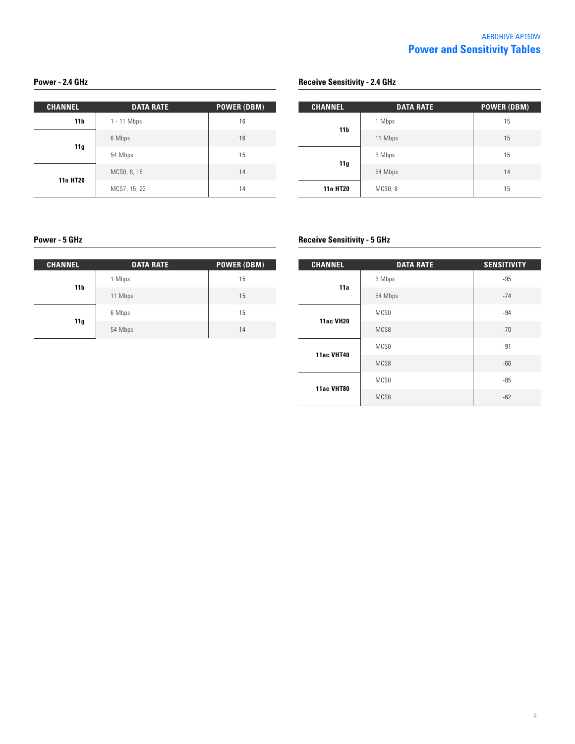# Power and Sensitivity Tables

## Power - 2.4 GHz

| CHANNEL | DATA RATE | POWER (DBM) |
|---|---|---|
| 11b | 1 - 11 Mbps | 16 |
| 11g | 6 Mbps | 16 |
| | 54 Mbps | 15 |
| 11n HT20 | MCS0, 8, 16 | 14 |
| | MCS7, 15, 23 | 14 |

## Receive Sensitivity - 2.4 GHz

| CHANNEL | DATA RATE | POWER (DBM) |
|---|---|---|
| 11b | 1 Mbps | 15 |
| | 11 Mbps | 15 |
| 11g | 6 Mbps | 15 |
| | 54 Mbps | 14 |
| 11n HT20 | MCS0, 8 | 15 |

## Power - 5 GHz

| CHANNEL | DATA RATE | POWER (DBM) |
|---|---|---|
| 11b | 1 Mbps | 15 |
| | 11 Mbps | 15 |
| 11g | 6 Mbps | 15 |
| | 54 Mbps | 14 |

## Receive Sensitivity - 5 GHz

| CHANNEL | DATA RATE | SENSITIVITY |
|---|---|---|
| 11a | 6 Mbps | -95 |
| | 54 Mbps | -74 |
| 11ac VH20 | MCS0 | -94 |
| | MCS8 | -70 |
| 11ac VHT40 | MCS0 | -91 |
| | MCS8 | -66 |
| 11ac VHT80 | MCS0 | -85 |
| | MCS8 | -62 |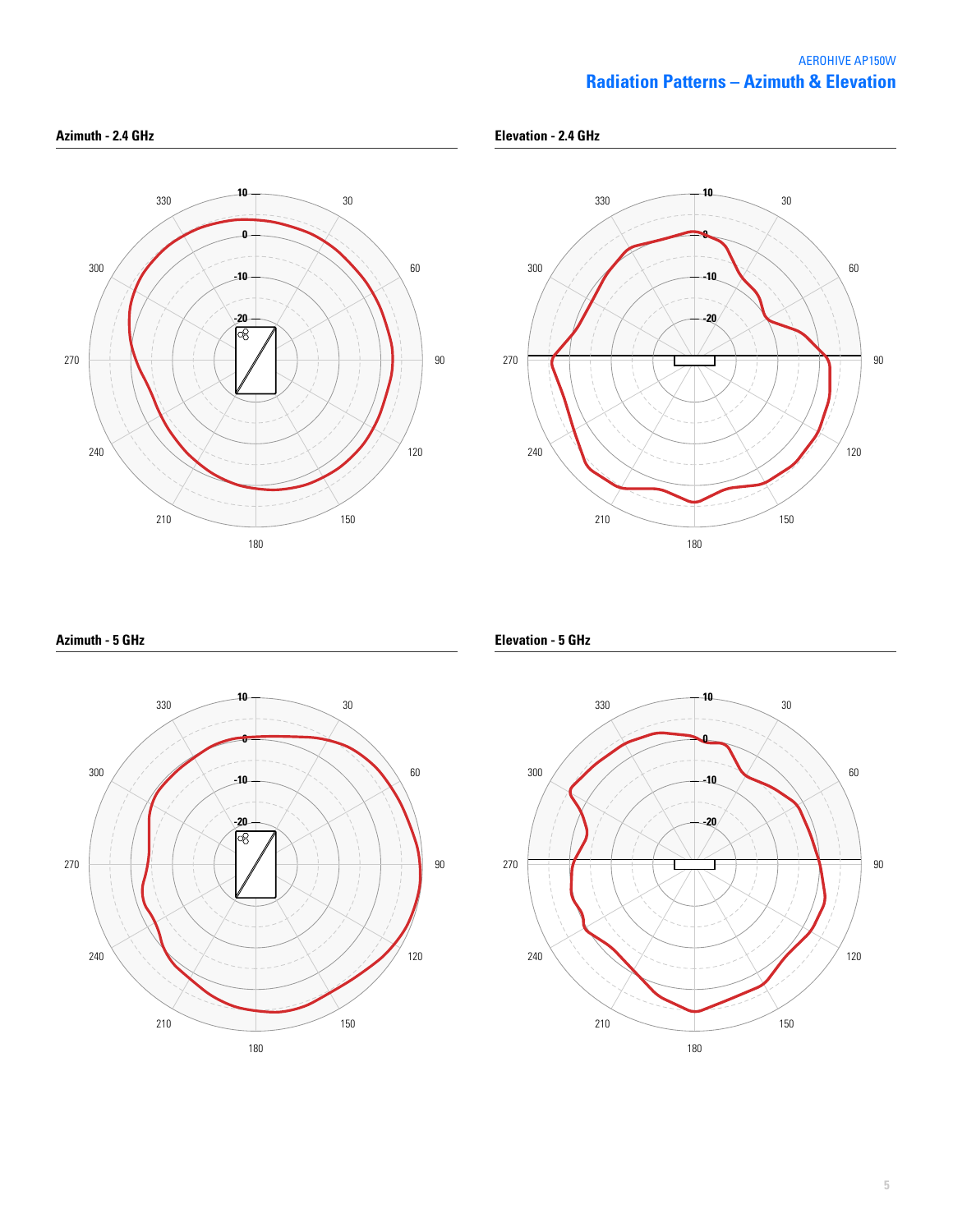## Radiation Patterns – Azimuth & Elevation

### Azimuth - 2.4 GHz

### Elevation - 2.4 GHz

### Azimuth - 5 GHz

### Elevation - 5 GHz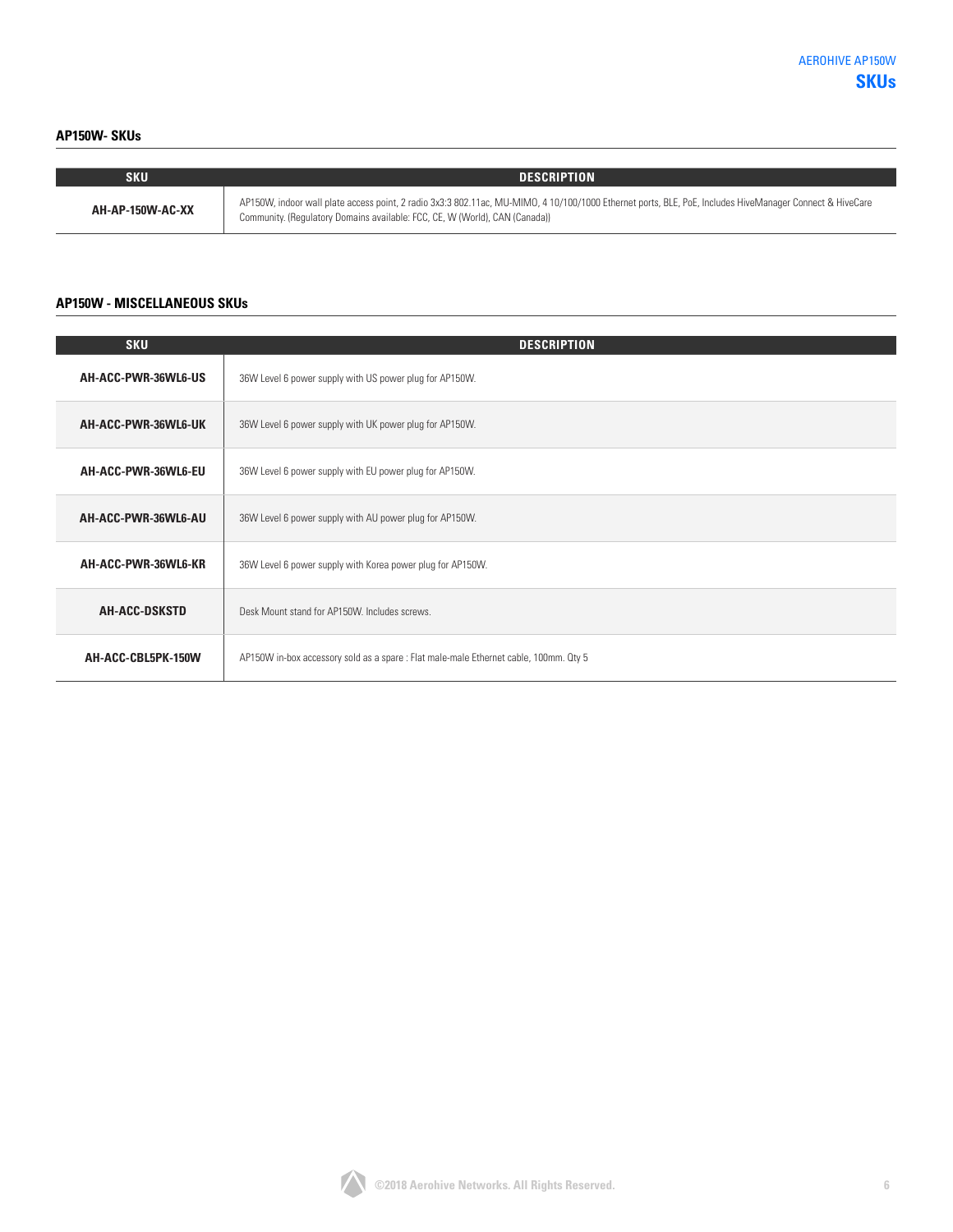### AP150W- SKUs

| SKU | DESCRIPTION |
|---|---|
| **AH-AP-150W-AC-XX** | AP150W, indoor wall plate access point, 2 radio 3x3:3 802.11ac, MU-MIMO, 4 10/100/1000 Ethernet ports, BLE, PoE, Includes HiveManager Connect & HiveCare Community. (Regulatory Domains available: FCC, CE, W (World), CAN (Canada)) |

### AP150W - MISCELLANEOUS SKUs

| SKU | DESCRIPTION |
|---|---|
| **AH-ACC-PWR-36WL6-US** | 36W Level 6 power supply with US power plug for AP150W. |
| **AH-ACC-PWR-36WL6-UK** | 36W Level 6 power supply with UK power plug for AP150W. |
| **AH-ACC-PWR-36WL6-EU** | 36W Level 6 power supply with EU power plug for AP150W. |
| **AH-ACC-PWR-36WL6-AU** | 36W Level 6 power supply with AU power plug for AP150W. |
| **AH-ACC-PWR-36WL6-KR** | 36W Level 6 power supply with Korea power plug for AP150W. |
| **AH-ACC-DSKSTD** | Desk Mount stand for AP150W. Includes screws. |
| **AH-ACC-CBL5PK-150W** | AP150W in-box accessory sold as a spare : Flat male-male Ethernet cable, 100mm. Qty 5 |